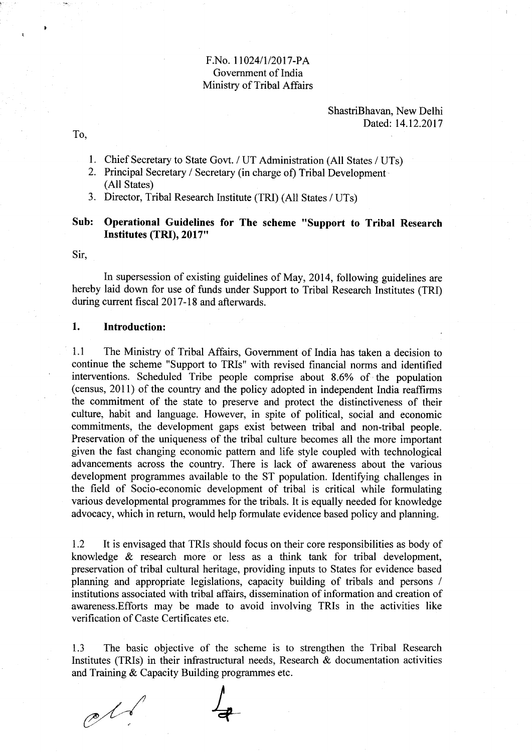F.No. 11024/1/2017-PA
Government of India
Ministry of Tribal Affairs

ShastriBhavan, New Delhi
Dated: 14.12.2017

To,

1. Chief Secretary to State Govt. / UT Administration (All States / UTs)
2. Principal Secretary / Secretary (in charge of) Tribal Development (All States)
3. Director, Tribal Research Institute (TRI) (All States / UTs)

**Sub: Operational Guidelines for The scheme "Support to Tribal Research Institutes (TRI), 2017"**

Sir,

In supersession of existing guidelines of May, 2014, following guidelines are hereby laid down for use of funds under Support to Tribal Research Institutes (TRI) during current fiscal 2017-18 and afterwards.

## 1. Introduction:

1.1 The Ministry of Tribal Affairs, Government of India has taken a decision to continue the scheme "Support to TRIs" with revised financial norms and identified interventions. Scheduled Tribe people comprise about 8.6% of the population (census, 2011) of the country and the policy adopted in independent India reaffirms the commitment of the state to preserve and protect the distinctiveness of their culture, habit and language. However, in spite of political, social and economic commitments, the development gaps exist between tribal and non-tribal people. Preservation of the uniqueness of the tribal culture becomes all the more important given the fast changing economic pattern and life style coupled with technological advancements across the country. There is lack of awareness about the various development programmes available to the ST population. Identifying challenges in the field of Socio-economic development of tribal is critical while formulating various developmental programmes for the tribals. It is equally needed for knowledge advocacy, which in return, would help formulate evidence based policy and planning.

1.2 It is envisaged that TRIs should focus on their core responsibilities as body of knowledge & research more or less as a think tank for tribal development, preservation of tribal cultural heritage, providing inputs to States for evidence based planning and appropriate legislations, capacity building of tribals and persons / institutions associated with tribal affairs, dissemination of information and creation of awareness.Efforts may be made to avoid involving TRIs in the activities like verification of Caste Certificates etc.

1.3 The basic objective of the scheme is to strengthen the Tribal Research Institutes (TRIs) in their infrastructural needs, Research & documentation activities and Training & Capacity Building programmes etc.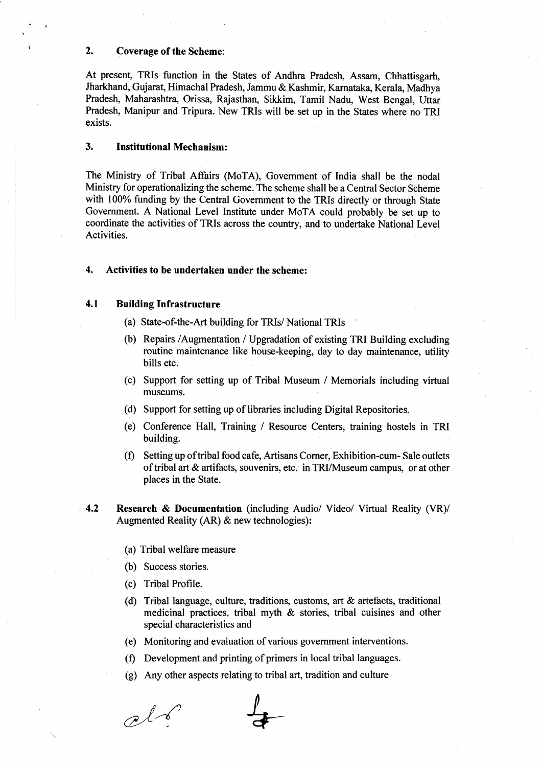## 2. Coverage of the Scheme:

At present, TRIs function in the States of Andhra Pradesh, Assam, Chhattisgarh, Jharkhand, Gujarat, Himachal Pradesh, Jammu & Kashmir, Karnataka, Kerala, Madhya Pradesh, Maharashtra, Orissa, Rajasthan, Sikkim, Tamil Nadu, West Bengal, Uttar Pradesh, Manipur and Tripura. New TRIs will be set up in the States where no TRI exists.

## 3. Institutional Mechanism:

The Ministry of Tribal Affairs (MoTA), Government of India shall be the nodal Ministry for operationalizing the scheme. The scheme shall be a Central Sector Scheme with 100% funding by the Central Government to the TRIs directly or through State Government. A National Level Institute under MoTA could probably be set up to coordinate the activities of TRIs across the country, and to undertake National Level Activities.

## 4. Activities to be undertaken under the scheme:

### 4.1 Building Infrastructure

(a) State-of-the-Art building for TRIs/ National TRIs

(b) Repairs /Augmentation / Upgradation of existing TRI Building excluding routine maintenance like house-keeping, day to day maintenance, utility bills etc.

(c) Support for setting up of Tribal Museum / Memorials including virtual museums.

(d) Support for setting up of libraries including Digital Repositories.

(e) Conference Hall, Training / Resource Centers, training hostels in TRI building.

(f) Setting up of tribal food cafe, Artisans Corner, Exhibition-cum- Sale outlets of tribal art & artifacts, souvenirs, etc. in TRI/Museum campus, or at other places in the State.

### 4.2 Research & Documentation (including Audio/ Video/ Virtual Reality (VR)/ Augmented Reality (AR) & new technologies):

(a) Tribal welfare measure

(b) Success stories.

(c) Tribal Profile.

(d) Tribal language, culture, traditions, customs, art & artefacts, traditional medicinal practices, tribal myth & stories, tribal cuisines and other special characteristics and

(e) Monitoring and evaluation of various government interventions.

(f) Development and printing of primers in local tribal languages.

(g) Any other aspects relating to tribal art, tradition and culture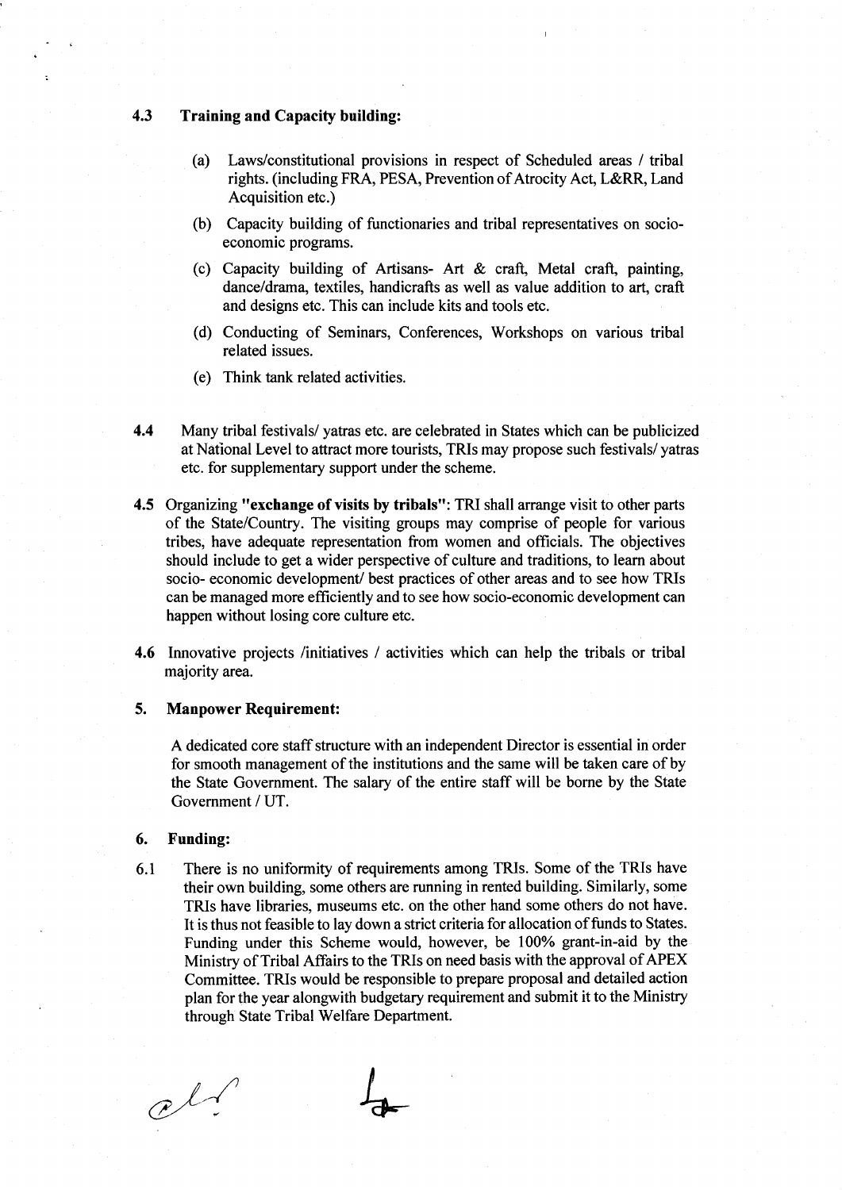### 4.3 Training and Capacity building:

(a) Laws/constitutional provisions in respect of Scheduled areas / tribal rights. (including FRA, PESA, Prevention of Atrocity Act, L&RR, Land Acquisition etc.)

(b) Capacity building of functionaries and tribal representatives on socio-economic programs.

(c) Capacity building of Artisans- Art & craft, Metal craft, painting, dance/drama, textiles, handicrafts as well as value addition to art, craft and designs etc. This can include kits and tools etc.

(d) Conducting of Seminars, Conferences, Workshops on various tribal related issues.

(e) Think tank related activities.

**4.4** Many tribal festivals/ yatras etc. are celebrated in States which can be publicized at National Level to attract more tourists, TRIs may propose such festivals/ yatras etc. for supplementary support under the scheme.

**4.5** Organizing **"exchange of visits by tribals"**: TRI shall arrange visit to other parts of the State/Country. The visiting groups may comprise of people for various tribes, have adequate representation from women and officials. The objectives should include to get a wider perspective of culture and traditions, to learn about socio- economic development/ best practices of other areas and to see how TRIs can be managed more efficiently and to see how socio-economic development can happen without losing core culture etc.

**4.6** Innovative projects /initiatives / activities which can help the tribals or tribal majority area.

### 5. Manpower Requirement:

A dedicated core staff structure with an independent Director is essential in order for smooth management of the institutions and the same will be taken care of by the State Government. The salary of the entire staff will be borne by the State Government / UT.

### 6. Funding:

6.1 There is no uniformity of requirements among TRIs. Some of the TRIs have their own building, some others are running in rented building. Similarly, some TRIs have libraries, museums etc. on the other hand some others do not have. It is thus not feasible to lay down a strict criteria for allocation of funds to States. Funding under this Scheme would, however, be 100% grant-in-aid by the Ministry of Tribal Affairs to the TRIs on need basis with the approval of APEX Committee. TRIs would be responsible to prepare proposal and detailed action plan for the year alongwith budgetary requirement and submit it to the Ministry through State Tribal Welfare Department.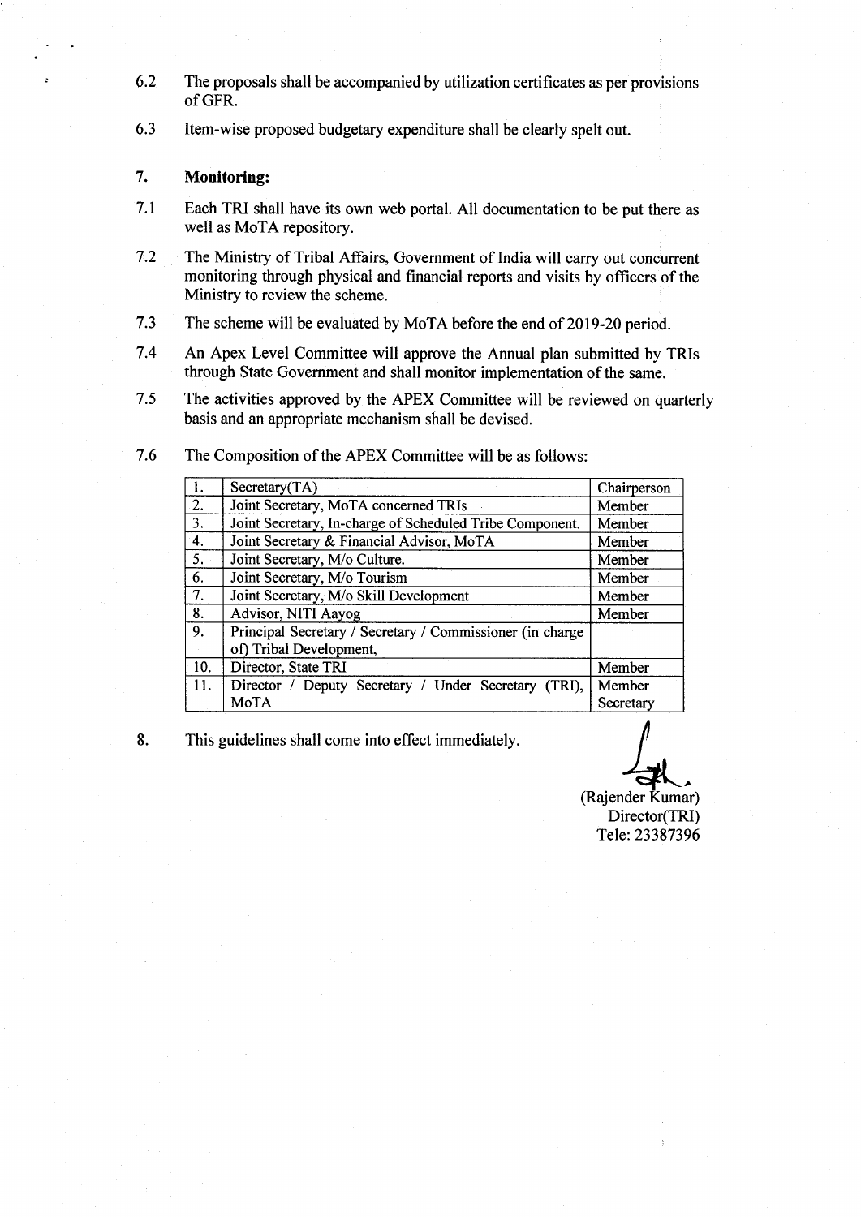6.2 The proposals shall be accompanied by utilization certificates as per provisions of GFR.

6.3 Item-wise proposed budgetary expenditure shall be clearly spelt out.

**7. Monitoring:**

7.1 Each TRI shall have its own web portal. All documentation to be put there as well as MoTA repository.

7.2 The Ministry of Tribal Affairs, Government of India will carry out concurrent monitoring through physical and financial reports and visits by officers of the Ministry to review the scheme.

7.3 The scheme will be evaluated by MoTA before the end of 2019-20 period.

7.4 An Apex Level Committee will approve the Annual plan submitted by TRIs through State Government and shall monitor implementation of the same.

7.5 The activities approved by the APEX Committee will be reviewed on quarterly basis and an appropriate mechanism shall be devised.

7.6 The Composition of the APEX Committee will be as follows:

| | | |
|---|---|---|
| 1. | Secretary(TA) | Chairperson |
| 2. | Joint Secretary, MoTA concerned TRIs | Member |
| 3. | Joint Secretary, In-charge of Scheduled Tribe Component. | Member |
| 4. | Joint Secretary & Financial Advisor, MoTA | Member |
| 5. | Joint Secretary, M/o Culture. | Member |
| 6. | Joint Secretary, M/o Tourism | Member |
| 7. | Joint Secretary, M/o Skill Development | Member |
| 8. | Advisor, NITI Aayog | Member |
| 9. | Principal Secretary / Secretary / Commissioner (in charge of) Tribal Development, | |
| 10. | Director, State TRI | Member |
| 11. | Director / Deputy Secretary / Under Secretary (TRI), MoTA | Member Secretary |

8. This guidelines shall come into effect immediately.

(Rajender Kumar)
Director(TRI)
Tele: 23387396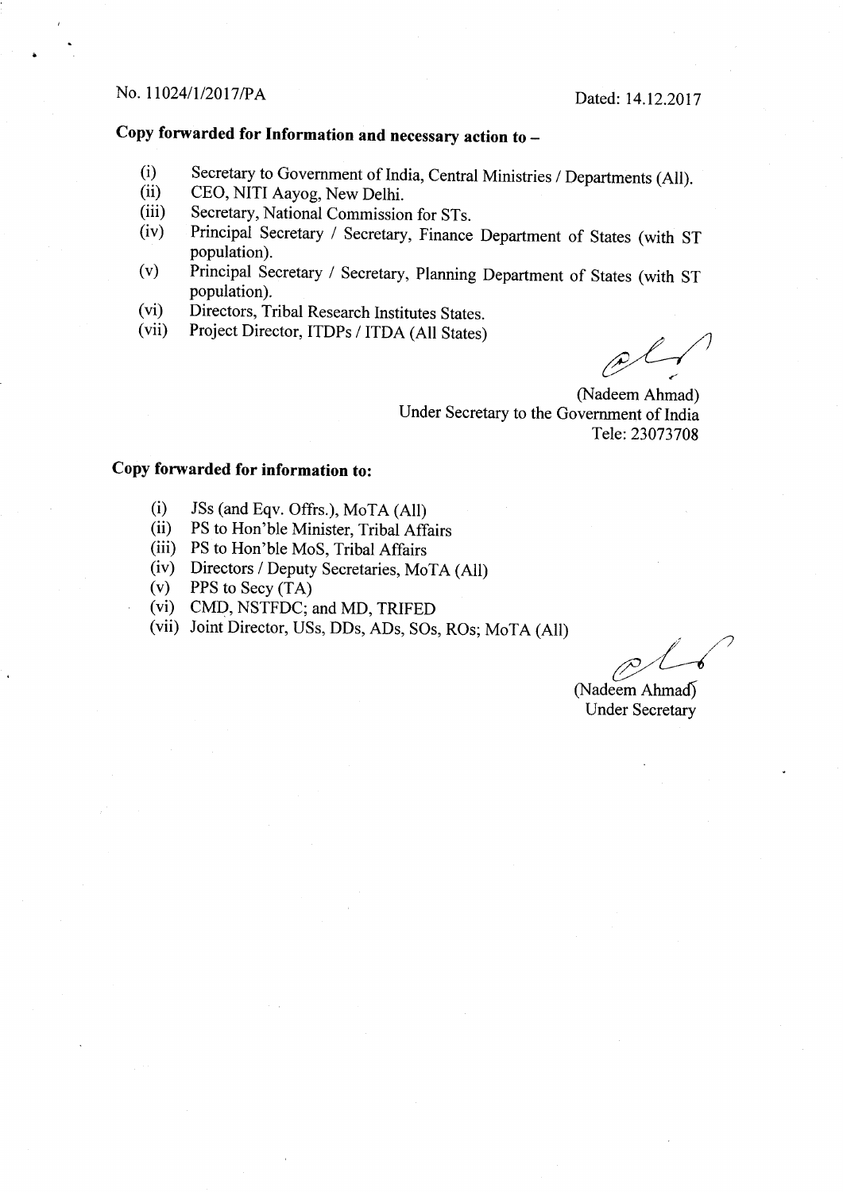No. 11024/1/2017/PA

Dated: 14.12.2017

**Copy forwarded for Information and necessary action to –**

- (i) Secretary to Government of India, Central Ministries / Departments (All).
- (ii) CEO, NITI Aayog, New Delhi.
- (iii) Secretary, National Commission for STs.
- (iv) Principal Secretary / Secretary, Finance Department of States (with ST population).
- (v) Principal Secretary / Secretary, Planning Department of States (with ST population).
- (vi) Directors, Tribal Research Institutes States.
- (vii) Project Director, ITDPs / ITDA (All States)

(Nadeem Ahmad)
Under Secretary to the Government of India
Tele: 23073708

**Copy forwarded for information to:**

- (i) JSs (and Eqv. Offrs.), MoTA (All)
- (ii) PS to Hon'ble Minister, Tribal Affairs
- (iii) PS to Hon'ble MoS, Tribal Affairs
- (iv) Directors / Deputy Secretaries, MoTA (All)
- (v) PPS to Secy (TA)
- (vi) CMD, NSTFDC; and MD, TRIFED
- (vii) Joint Director, USs, DDs, ADs, SOs, ROs; MoTA (All)

(Nadeem Ahmad)
Under Secretary